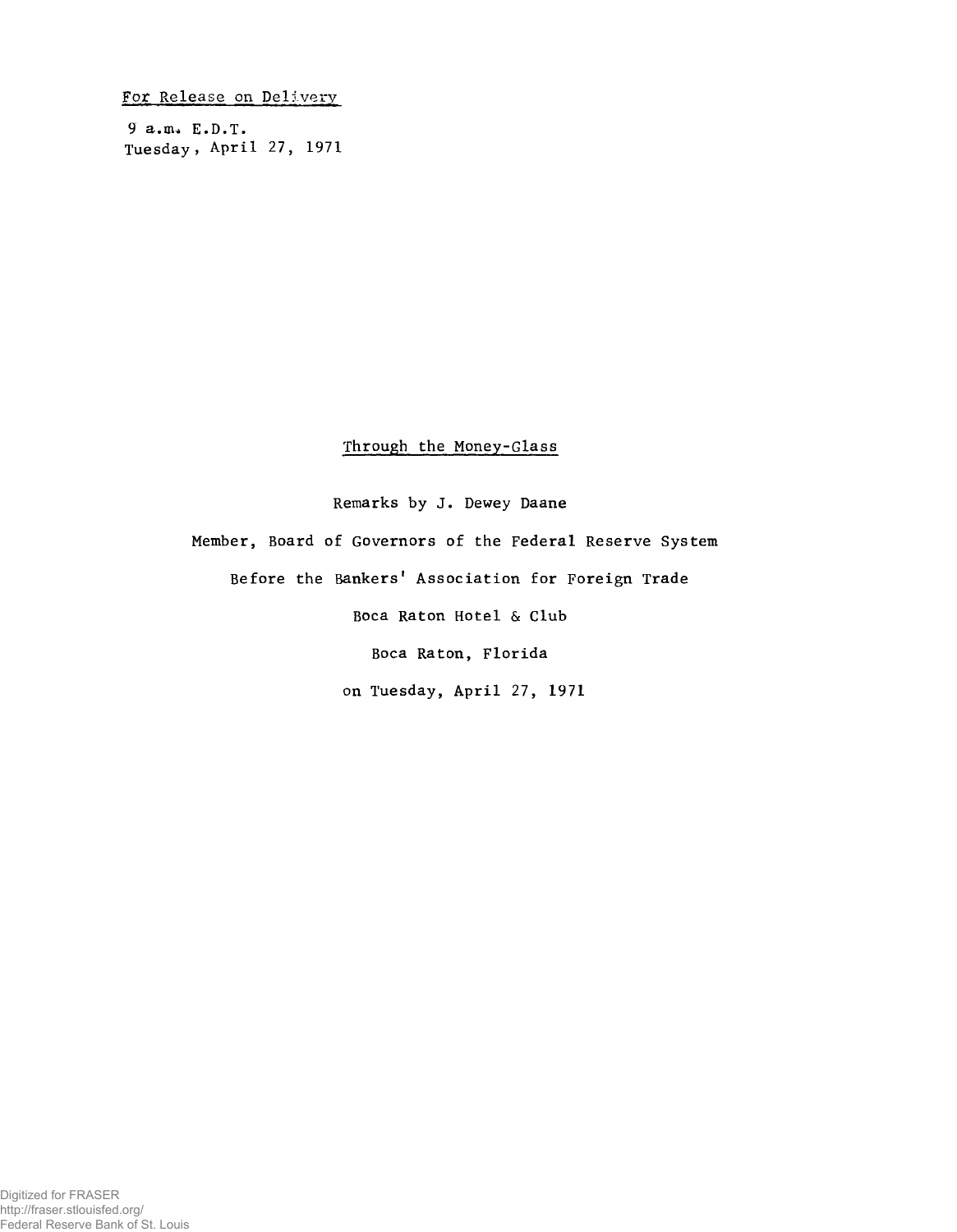For Release on Delivery

9 a.m. E.D.T.
Tuesday, April 27, 1971

# Through the Money-Glass

Remarks by J. Dewey Daane

Member, Board of Governors of the Federal Reserve System

Before the Bankers' Association for Foreign Trade

Boca Raton Hotel & Club

Boca Raton, Florida

on Tuesday, April 27, 1971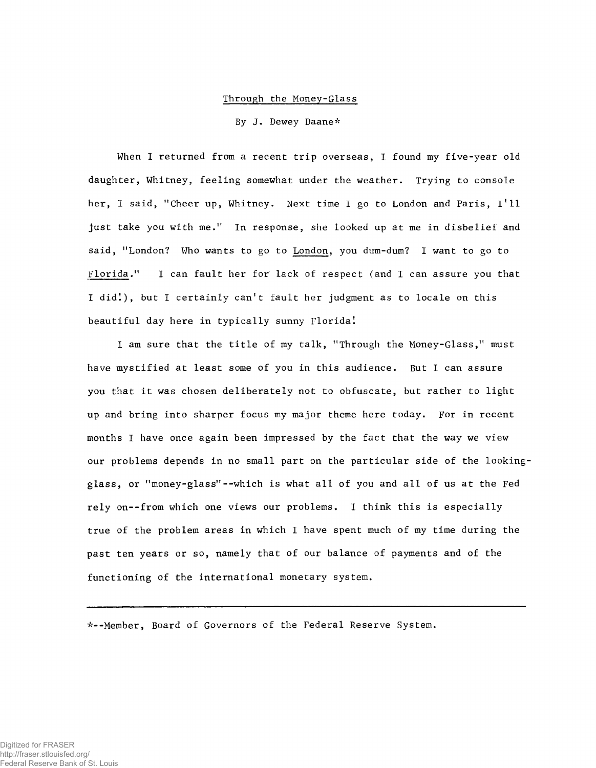Through the Money-Glass

By J. Dewey Daane*

When I returned from a recent trip overseas, I found my five-year old daughter, Whitney, feeling somewhat under the weather. Trying to console her, I said, "Cheer up, Whitney. Next time I go to London and Paris, I'll just take you with me." In response, she looked up at me in disbelief and said, "London? Who wants to go to London, you dum-dum? I want to go to Florida." I can fault her for lack of respect (and I can assure you that I did!), but I certainly can't fault her judgment as to locale on this beautiful day here in typically sunny Florida!

I am sure that the title of my talk, "Through the Money-Glass," must have mystified at least some of you in this audience. But I can assure you that it was chosen deliberately not to obfuscate, but rather to light up and bring into sharper focus my major theme here today. For in recent months I have once again been impressed by the fact that the way we view our problems depends in no small part on the particular side of the looking-glass, or "money-glass"--which is what all of you and all of us at the Fed rely on--from which one views our problems. I think this is especially true of the problem areas in which I have spent much of my time during the past ten years or so, namely that of our balance of payments and of the functioning of the international monetary system.

---

*--Member, Board of Governors of the Federal Reserve System.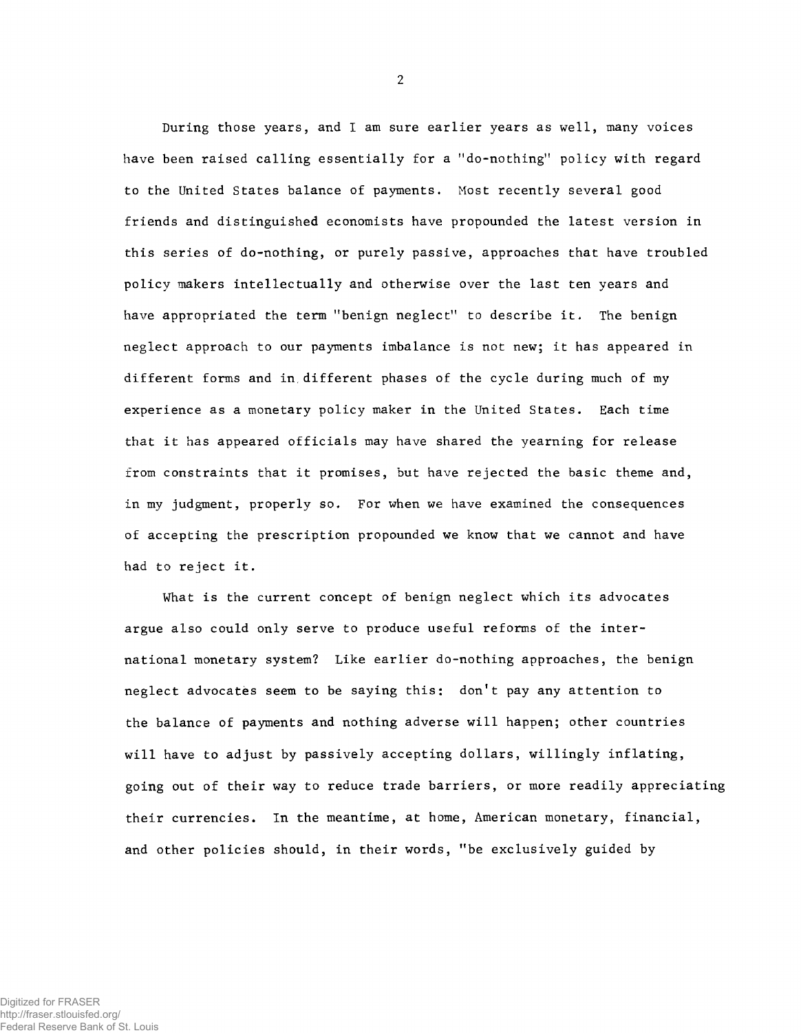During those years, and I am sure earlier years as well, many voices have been raised calling essentially for a "do-nothing" policy with regard to the United States balance of payments. Most recently several good friends and distinguished economists have propounded the latest version in this series of do-nothing, or purely passive, approaches that have troubled policy makers intellectually and otherwise over the last ten years and have appropriated the term "benign neglect" to describe it. The benign neglect approach to our payments imbalance is not new; it has appeared in different forms and in different phases of the cycle during much of my experience as a monetary policy maker in the United States. Each time that it has appeared officials may have shared the yearning for release from constraints that it promises, but have rejected the basic theme and, in my judgment, properly so. For when we have examined the consequences of accepting the prescription propounded we know that we cannot and have had to reject it.

What is the current concept of benign neglect which its advocates argue also could only serve to produce useful reforms of the international monetary system? Like earlier do-nothing approaches, the benign neglect advocates seem to be saying this: don't pay any attention to the balance of payments and nothing adverse will happen; other countries will have to adjust by passively accepting dollars, willingly inflating, going out of their way to reduce trade barriers, or more readily appreciating their currencies. In the meantime, at home, American monetary, financial, and other policies should, in their words, "be exclusively guided by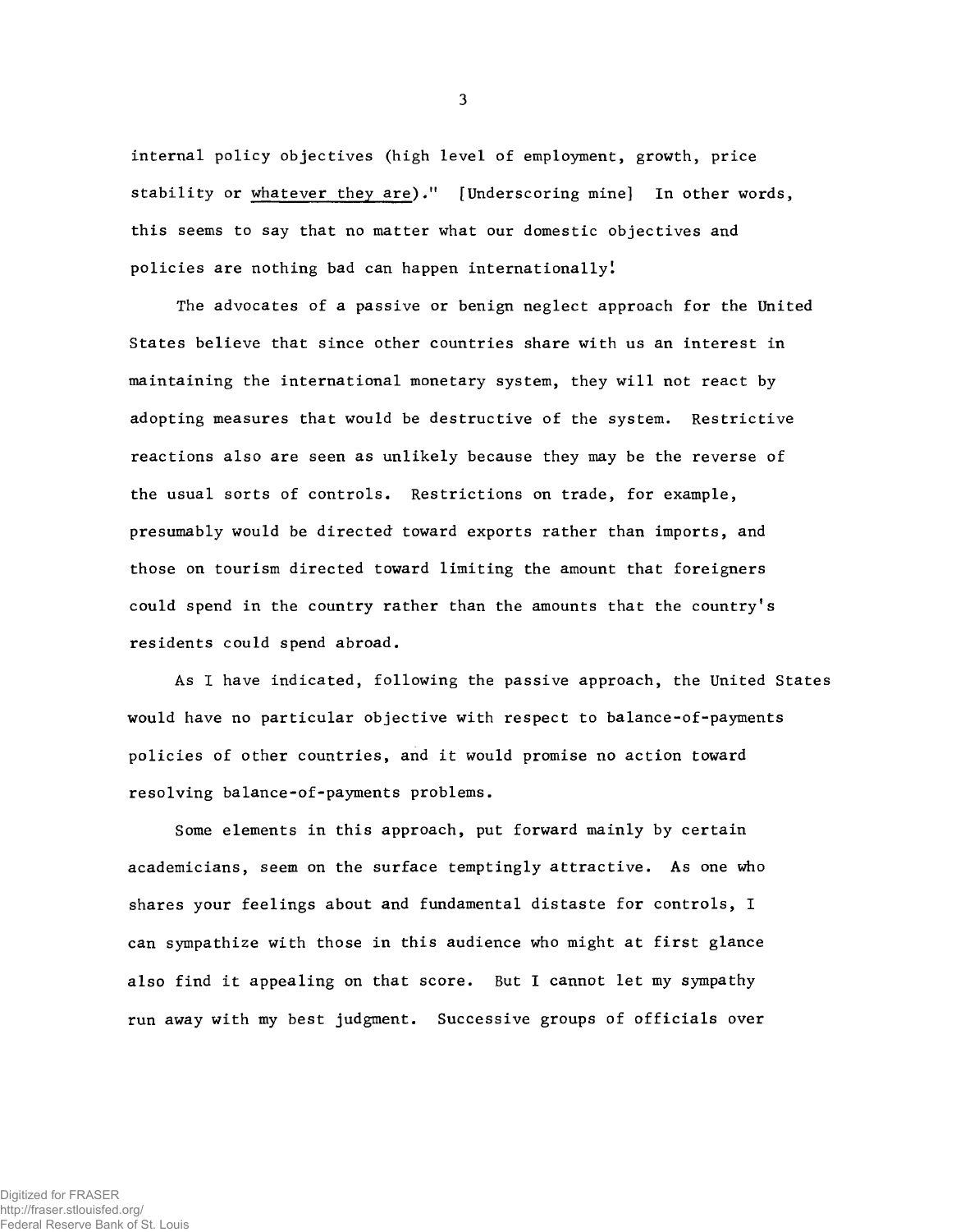internal policy objectives (high level of employment, growth, price stability or whatever they are)." [Underscoring mine] In other words, this seems to say that no matter what our domestic objectives and policies are nothing bad can happen internationally!

The advocates of a passive or benign neglect approach for the United States believe that since other countries share with us an interest in maintaining the international monetary system, they will not react by adopting measures that would be destructive of the system. Restrictive reactions also are seen as unlikely because they may be the reverse of the usual sorts of controls. Restrictions on trade, for example, presumably would be directed toward exports rather than imports, and those on tourism directed toward limiting the amount that foreigners could spend in the country rather than the amounts that the country's residents could spend abroad.

As I have indicated, following the passive approach, the United States would have no particular objective with respect to balance-of-payments policies of other countries, and it would promise no action toward resolving balance-of-payments problems.

Some elements in this approach, put forward mainly by certain academicians, seem on the surface temptingly attractive. As one who shares your feelings about and fundamental distaste for controls, I can sympathize with those in this audience who might at first glance also find it appealing on that score. But I cannot let my sympathy run away with my best judgment. Successive groups of officials over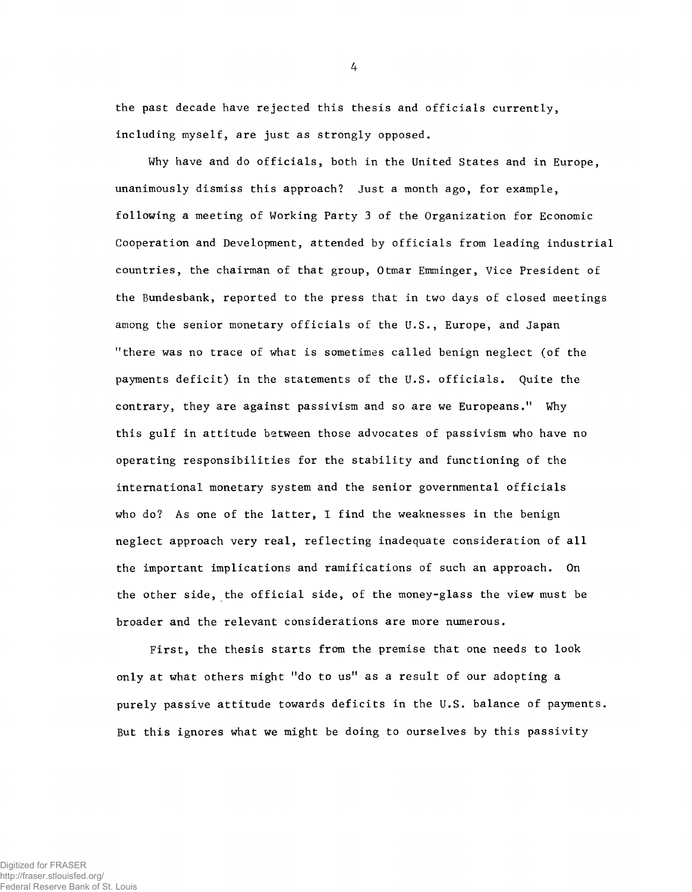the past decade have rejected this thesis and officials currently, including myself, are just as strongly opposed.

Why have and do officials, both in the United States and in Europe, unanimously dismiss this approach? Just a month ago, for example, following a meeting of Working Party 3 of the Organization for Economic Cooperation and Development, attended by officials from leading industrial countries, the chairman of that group, Otmar Emminger, Vice President of the Bundesbank, reported to the press that in two days of closed meetings among the senior monetary officials of the U.S., Europe, and Japan "there was no trace of what is sometimes called benign neglect (of the payments deficit) in the statements of the U.S. officials. Quite the contrary, they are against passivism and so are we Europeans." Why this gulf in attitude between those advocates of passivism who have no operating responsibilities for the stability and functioning of the international monetary system and the senior governmental officials who do? As one of the latter, I find the weaknesses in the benign neglect approach very real, reflecting inadequate consideration of all the important implications and ramifications of such an approach. On the other side, the official side, of the money-glass the view must be broader and the relevant considerations are more numerous.

First, the thesis starts from the premise that one needs to look only at what others might "do to us" as a result of our adopting a purely passive attitude towards deficits in the U.S. balance of payments. But this ignores what we might be doing to ourselves by this passivity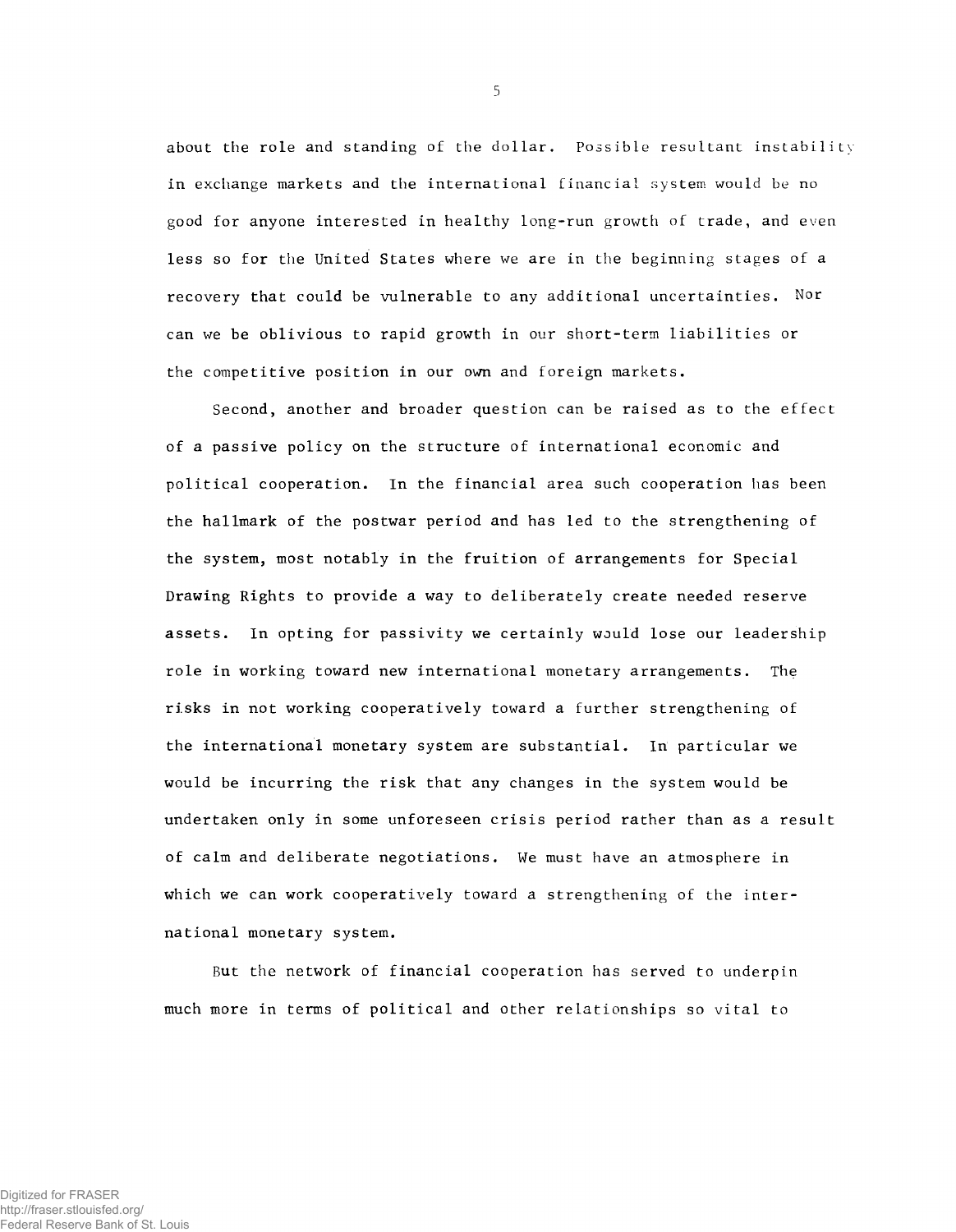about the role and standing of the dollar. Possible resultant instability in exchange markets and the international financial system would be no good for anyone interested in healthy long-run growth of trade, and even less so for the United States where we are in the beginning stages of a recovery that could be vulnerable to any additional uncertainties. Nor can we be oblivious to rapid growth in our short-term liabilities or the competitive position in our own and foreign markets.

Second, another and broader question can be raised as to the effect of a passive policy on the structure of international economic and political cooperation. In the financial area such cooperation has been the hallmark of the postwar period and has led to the strengthening of the system, most notably in the fruition of arrangements for Special Drawing Rights to provide a way to deliberately create needed reserve assets. In opting for passivity we certainly would lose our leadership role in working toward new international monetary arrangements. The risks in not working cooperatively toward a further strengthening of the international monetary system are substantial. In particular we would be incurring the risk that any changes in the system would be undertaken only in some unforeseen crisis period rather than as a result of calm and deliberate negotiations. We must have an atmosphere in which we can work cooperatively toward a strengthening of the international monetary system.

But the network of financial cooperation has served to underpin much more in terms of political and other relationships so vital to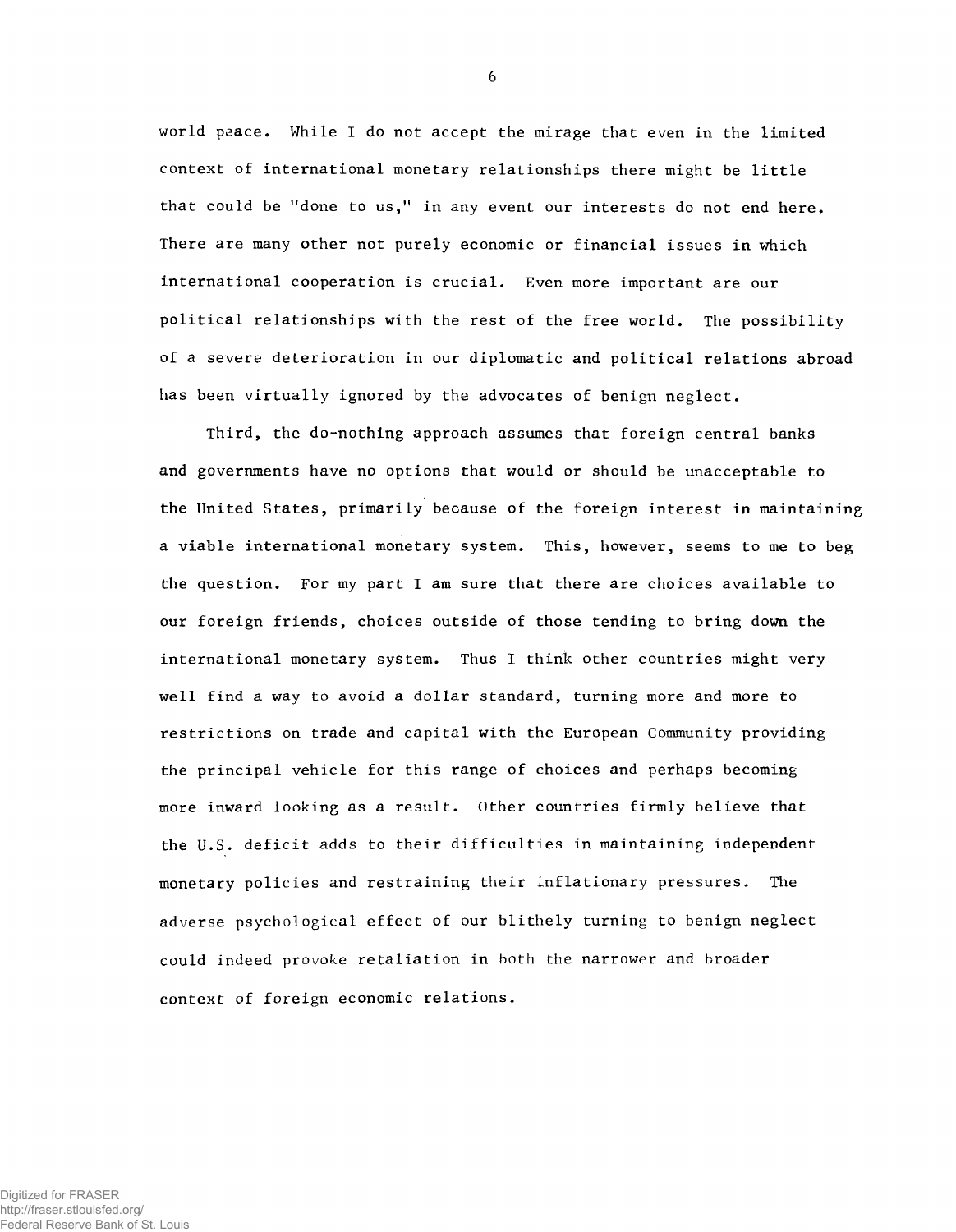world peace. While I do not accept the mirage that even in the limited context of international monetary relationships there might be little that could be "done to us," in any event our interests do not end here. There are many other not purely economic or financial issues in which international cooperation is crucial. Even more important are our political relationships with the rest of the free world. The possibility of a severe deterioration in our diplomatic and political relations abroad has been virtually ignored by the advocates of benign neglect.

Third, the do-nothing approach assumes that foreign central banks and governments have no options that would or should be unacceptable to the United States, primarily because of the foreign interest in maintaining a viable international monetary system. This, however, seems to me to beg the question. For my part I am sure that there are choices available to our foreign friends, choices outside of those tending to bring down the international monetary system. Thus I think other countries might very well find a way to avoid a dollar standard, turning more and more to restrictions on trade and capital with the European Community providing the principal vehicle for this range of choices and perhaps becoming more inward looking as a result. Other countries firmly believe that the U.S. deficit adds to their difficulties in maintaining independent monetary policies and restraining their inflationary pressures. The adverse psychological effect of our blithely turning to benign neglect could indeed provoke retaliation in both the narrower and broader context of foreign economic relations.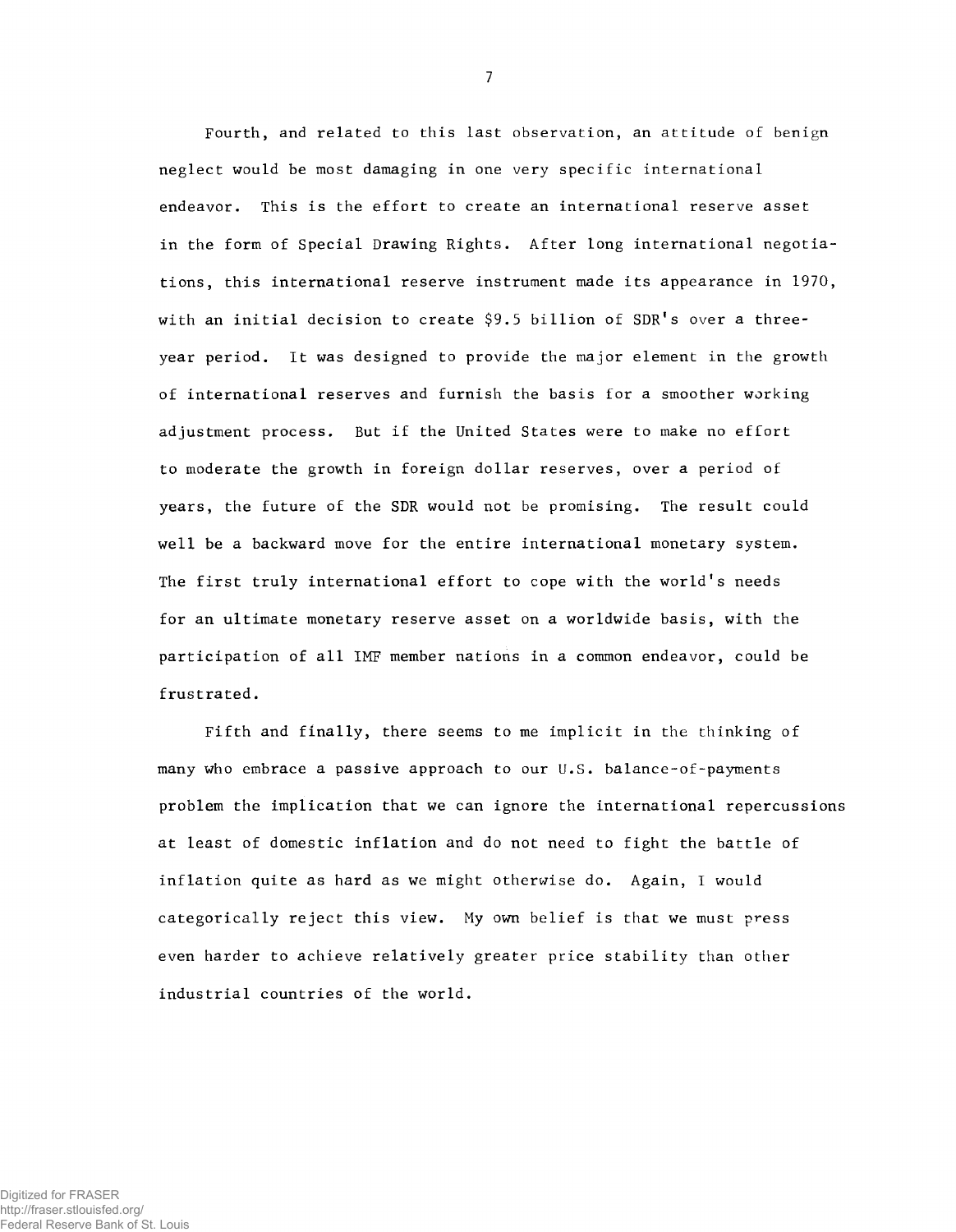Fourth, and related to this last observation, an attitude of benign neglect would be most damaging in one very specific international endeavor. This is the effort to create an international reserve asset in the form of Special Drawing Rights. After long international negotiations, this international reserve instrument made its appearance in 1970, with an initial decision to create $9.5 billion of SDR's over a three-year period. It was designed to provide the major element in the growth of international reserves and furnish the basis for a smoother working adjustment process. But if the United States were to make no effort to moderate the growth in foreign dollar reserves, over a period of years, the future of the SDR would not be promising. The result could well be a backward move for the entire international monetary system. The first truly international effort to cope with the world's needs for an ultimate monetary reserve asset on a worldwide basis, with the participation of all IMF member nations in a common endeavor, could be frustrated.

Fifth and finally, there seems to me implicit in the thinking of many who embrace a passive approach to our U.S. balance-of-payments problem the implication that we can ignore the international repercussions at least of domestic inflation and do not need to fight the battle of inflation quite as hard as we might otherwise do. Again, I would categorically reject this view. My own belief is that we must press even harder to achieve relatively greater price stability than other industrial countries of the world.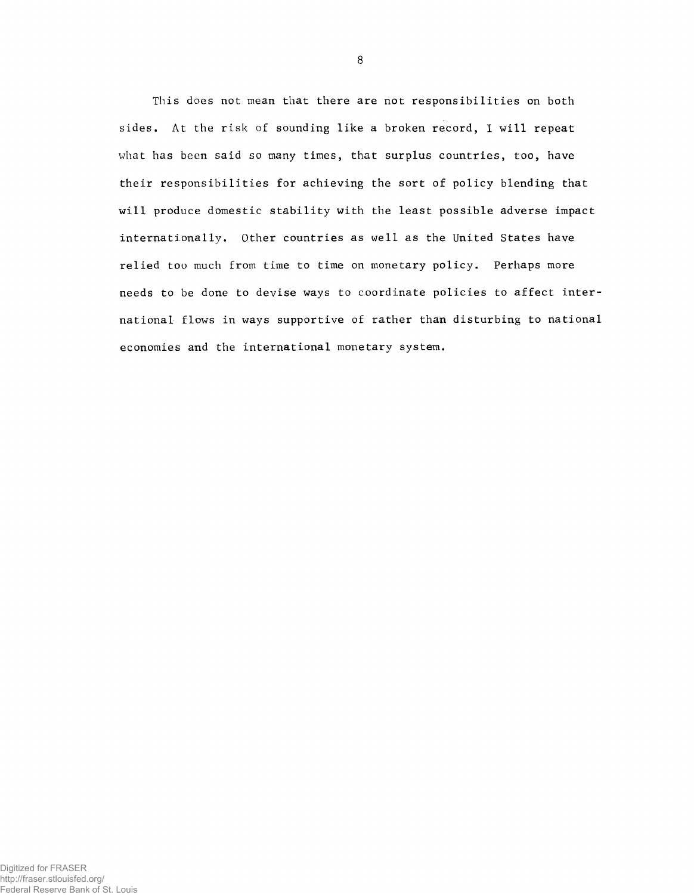This does not mean that there are not responsibilities on both sides. At the risk of sounding like a broken record, I will repeat what has been said so many times, that surplus countries, too, have their responsibilities for achieving the sort of policy blending that will produce domestic stability with the least possible adverse impact internationally. Other countries as well as the United States have relied too much from time to time on monetary policy. Perhaps more needs to be done to devise ways to coordinate policies to affect international flows in ways supportive of rather than disturbing to national economies and the international monetary system.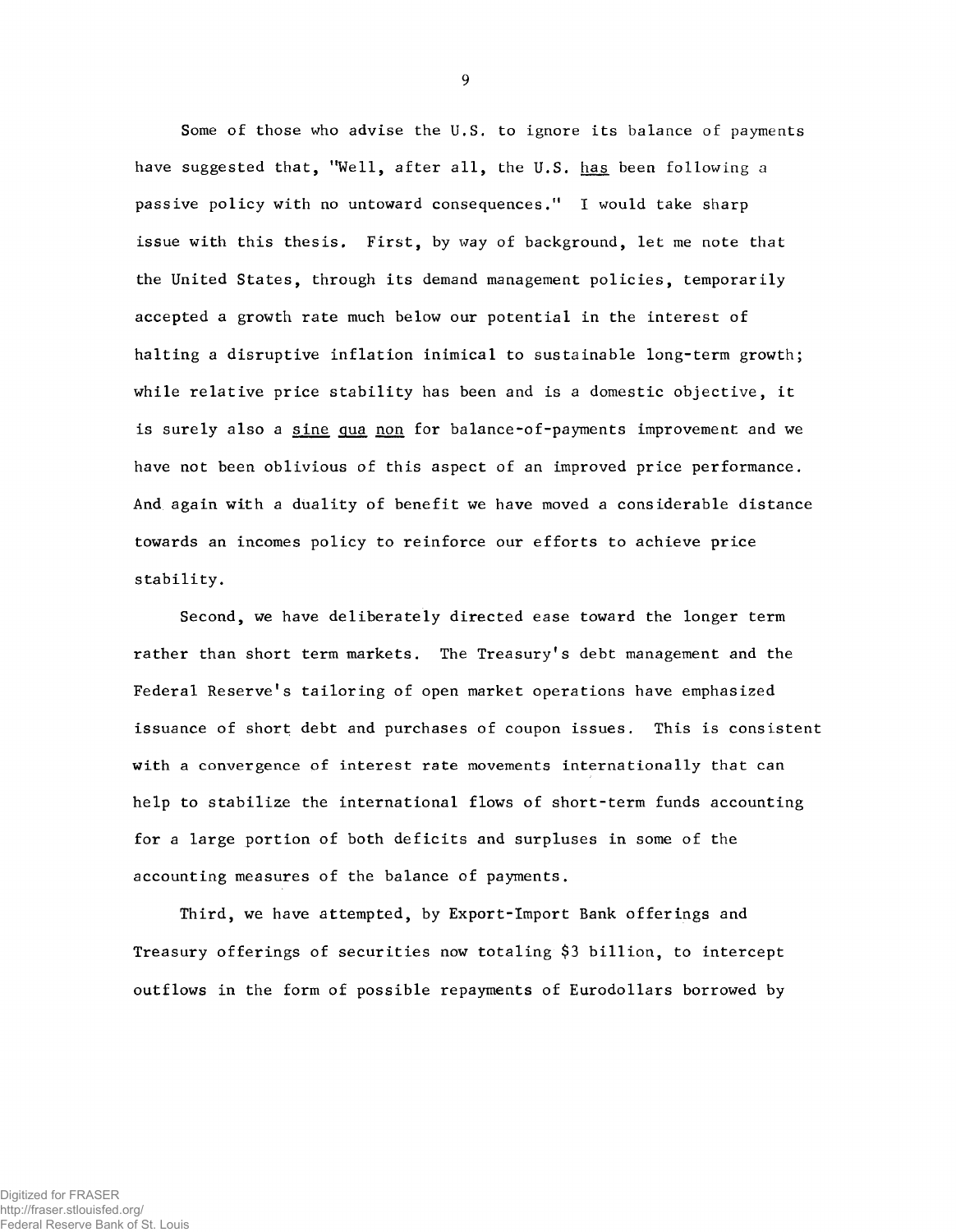Some of those who advise the U.S. to ignore its balance of payments have suggested that, "Well, after all, the U.S. has been following a passive policy with no untoward consequences." I would take sharp issue with this thesis. First, by way of background, let me note that the United States, through its demand management policies, temporarily accepted a growth rate much below our potential in the interest of halting a disruptive inflation inimical to sustainable long-term growth; while relative price stability has been and is a domestic objective, it is surely also a *sine qua non* for balance-of-payments improvement and we have not been oblivious of this aspect of an improved price performance. And again with a duality of benefit we have moved a considerable distance towards an incomes policy to reinforce our efforts to achieve price stability.

Second, we have deliberately directed ease toward the longer term rather than short term markets. The Treasury's debt management and the Federal Reserve's tailoring of open market operations have emphasized issuance of short debt and purchases of coupon issues. This is consistent with a convergence of interest rate movements internationally that can help to stabilize the international flows of short-term funds accounting for a large portion of both deficits and surpluses in some of the accounting measures of the balance of payments.

Third, we have attempted, by Export-Import Bank offerings and Treasury offerings of securities now totaling $3 billion, to intercept outflows in the form of possible repayments of Eurodollars borrowed by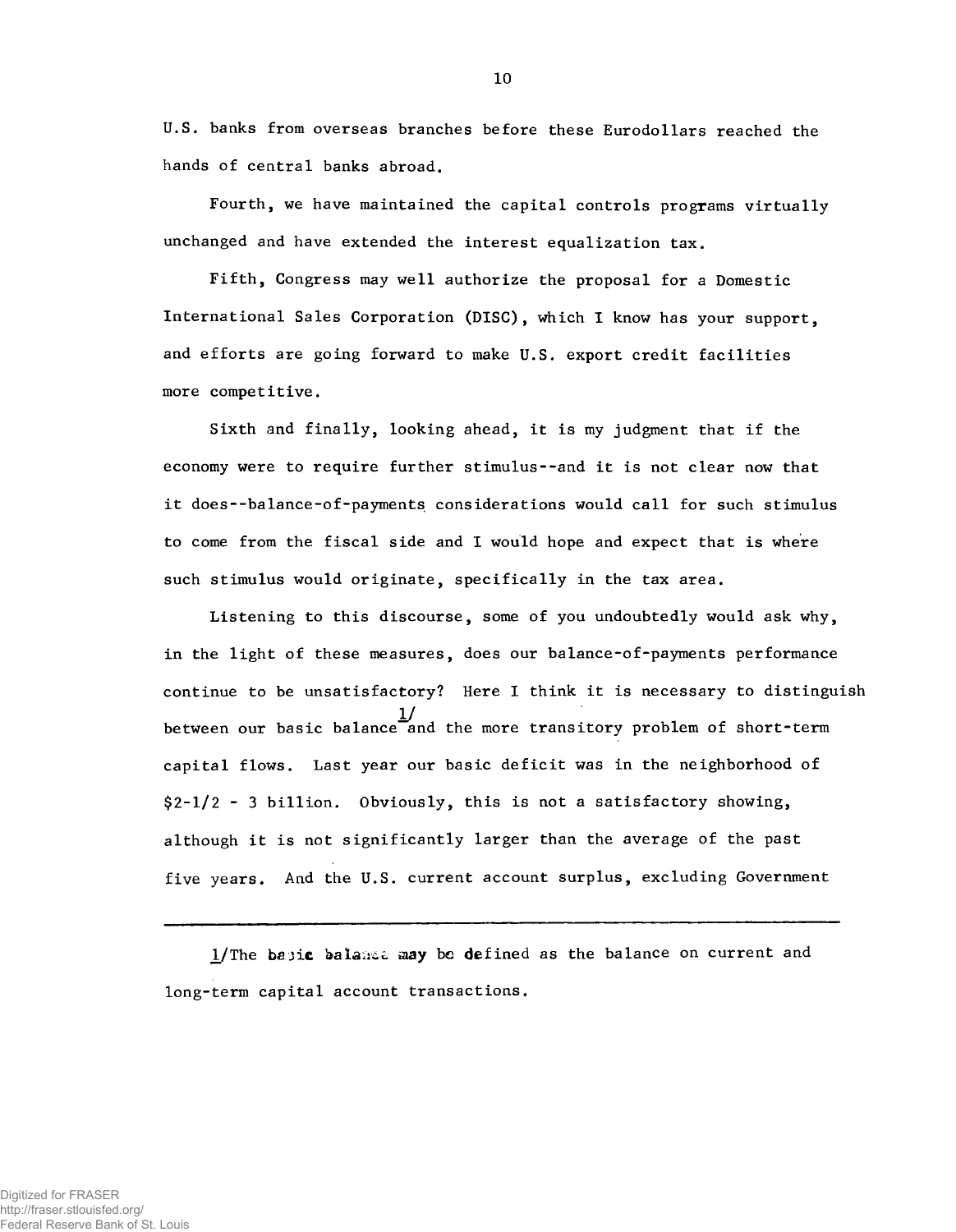U.S. banks from overseas branches before these Eurodollars reached the hands of central banks abroad.

Fourth, we have maintained the capital controls programs virtually unchanged and have extended the interest equalization tax.

Fifth, Congress may well authorize the proposal for a Domestic International Sales Corporation (DISC), which I know has your support, and efforts are going forward to make U.S. export credit facilities more competitive.

Sixth and finally, looking ahead, it is my judgment that if the economy were to require further stimulus--and it is not clear now that it does--balance-of-payments considerations would call for such stimulus to come from the fiscal side and I would hope and expect that is where such stimulus would originate, specifically in the tax area.

Listening to this discourse, some of you undoubtedly would ask why, in the light of these measures, does our balance-of-payments performance continue to be unsatisfactory? Here I think it is necessary to distinguish between our basic balance[1] and the more transitory problem of short-term capital flows. Last year our basic deficit was in the neighborhood of \$2-1/2 - 3 billion. Obviously, this is not a satisfactory showing, although it is not significantly larger than the average of the past five years. And the U.S. current account surplus, excluding Government

---

1/The basic balance may be defined as the balance on current and long-term capital account transactions.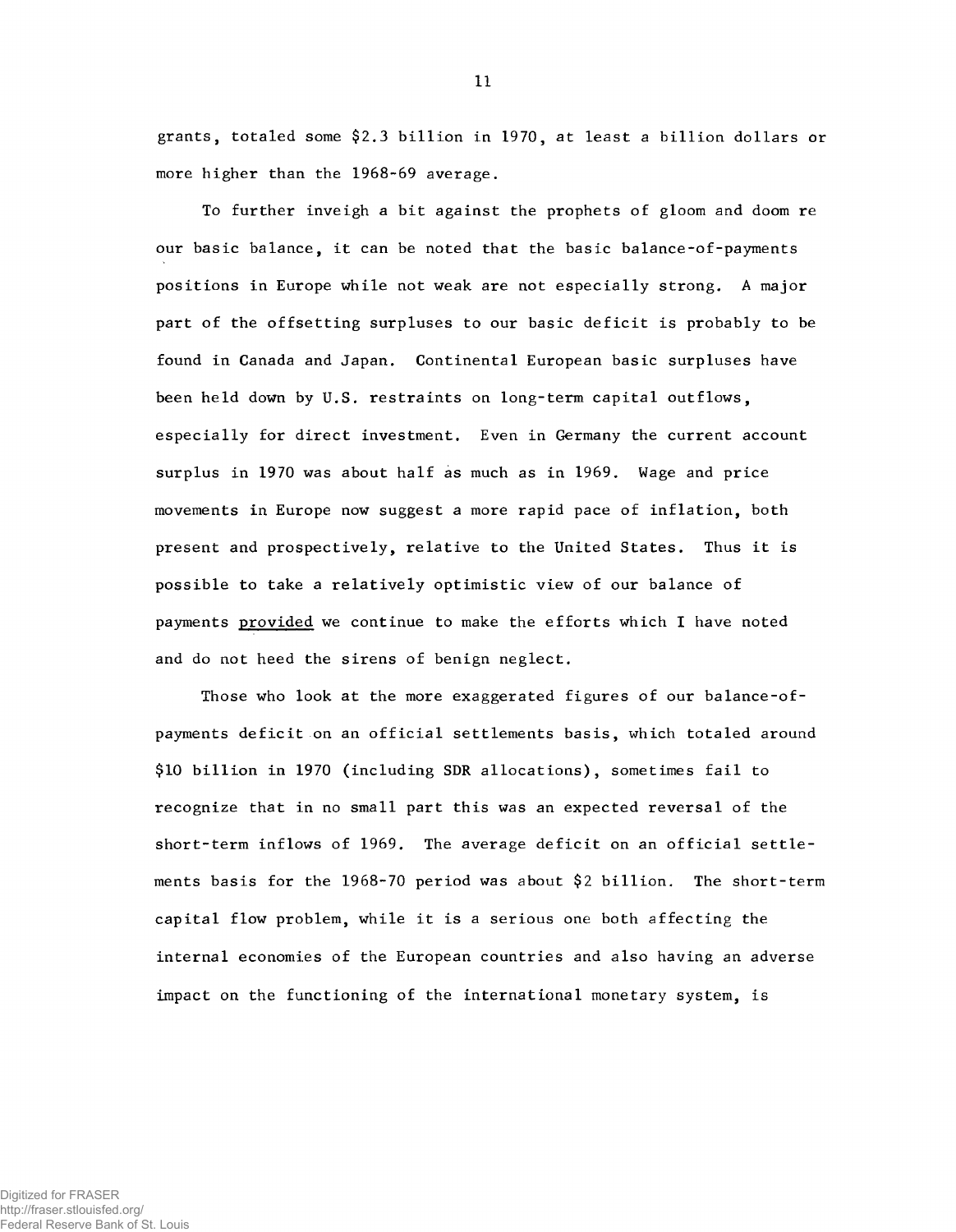grants, totaled some $2.3 billion in 1970, at least a billion dollars or more higher than the 1968-69 average.

To further inveigh a bit against the prophets of gloom and doom re our basic balance, it can be noted that the basic balance-of-payments positions in Europe while not weak are not especially strong. A major part of the offsetting surpluses to our basic deficit is probably to be found in Canada and Japan. Continental European basic surpluses have been held down by U.S. restraints on long-term capital outflows, especially for direct investment. Even in Germany the current account surplus in 1970 was about half as much as in 1969. Wage and price movements in Europe now suggest a more rapid pace of inflation, both present and prospectively, relative to the United States. Thus it is possible to take a relatively optimistic view of our balance of payments <u>provided</u> we continue to make the efforts which I have noted and do not heed the sirens of benign neglect.

Those who look at the more exaggerated figures of our balance-of-payments deficit on an official settlements basis, which totaled around $10 billion in 1970 (including SDR allocations), sometimes fail to recognize that in no small part this was an expected reversal of the short-term inflows of 1969. The average deficit on an official settlements basis for the 1968-70 period was about $2 billion. The short-term capital flow problem, while it is a serious one both affecting the internal economies of the European countries and also having an adverse impact on the functioning of the international monetary system, is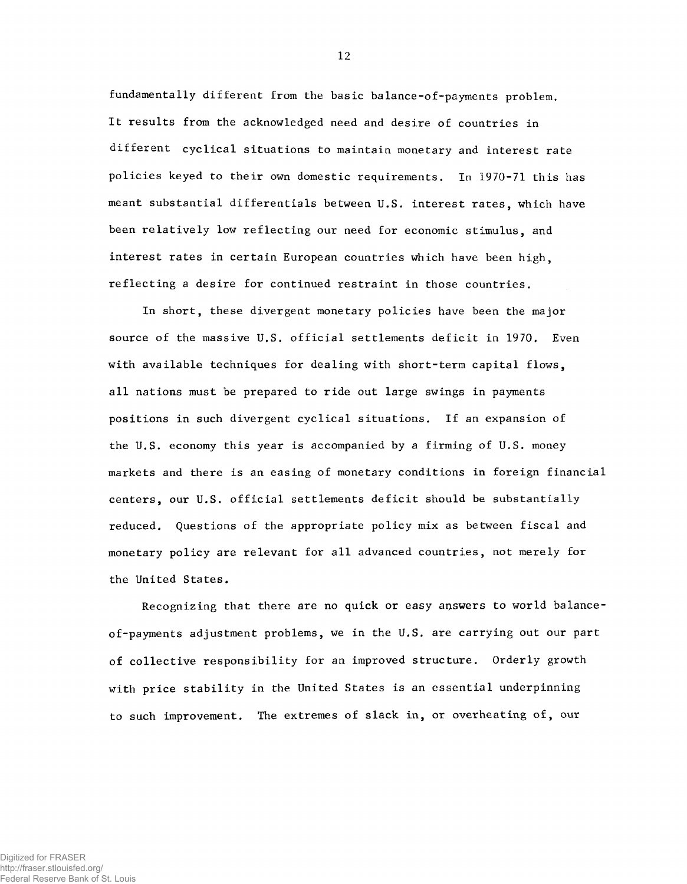fundamentally different from the basic balance-of-payments problem. It results from the acknowledged need and desire of countries in different cyclical situations to maintain monetary and interest rate policies keyed to their own domestic requirements. In 1970-71 this has meant substantial differentials between U.S. interest rates, which have been relatively low reflecting our need for economic stimulus, and interest rates in certain European countries which have been high, reflecting a desire for continued restraint in those countries.

In short, these divergent monetary policies have been the major source of the massive U.S. official settlements deficit in 1970. Even with available techniques for dealing with short-term capital flows, all nations must be prepared to ride out large swings in payments positions in such divergent cyclical situations. If an expansion of the U.S. economy this year is accompanied by a firming of U.S. money markets and there is an easing of monetary conditions in foreign financial centers, our U.S. official settlements deficit should be substantially reduced. Questions of the appropriate policy mix as between fiscal and monetary policy are relevant for all advanced countries, not merely for the United States.

Recognizing that there are no quick or easy answers to world balance-of-payments adjustment problems, we in the U.S. are carrying out our part of collective responsibility for an improved structure. Orderly growth with price stability in the United States is an essential underpinning to such improvement. The extremes of slack in, or overheating of, our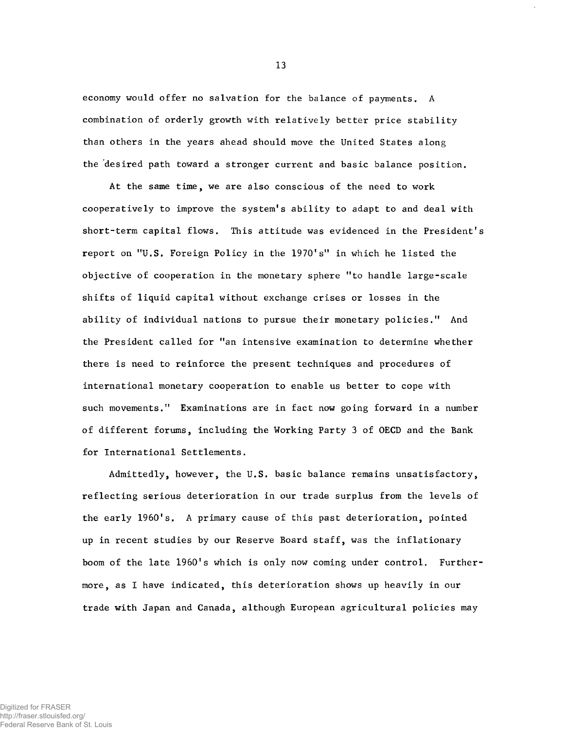economy would offer no salvation for the balance of payments. A combination of orderly growth with relatively better price stability than others in the years ahead should move the United States along the desired path toward a stronger current and basic balance position.

At the same time, we are also conscious of the need to work cooperatively to improve the system's ability to adapt to and deal with short-term capital flows. This attitude was evidenced in the President's report on "U.S. Foreign Policy in the 1970's" in which he listed the objective of cooperation in the monetary sphere "to handle large-scale shifts of liquid capital without exchange crises or losses in the ability of individual nations to pursue their monetary policies." And the President called for "an intensive examination to determine whether there is need to reinforce the present techniques and procedures of international monetary cooperation to enable us better to cope with such movements." Examinations are in fact now going forward in a number of different forums, including the Working Party 3 of OECD and the Bank for International Settlements.

Admittedly, however, the U.S. basic balance remains unsatisfactory, reflecting serious deterioration in our trade surplus from the levels of the early 1960's. A primary cause of this past deterioration, pointed up in recent studies by our Reserve Board staff, was the inflationary boom of the late 1960's which is only now coming under control. Furthermore, as I have indicated, this deterioration shows up heavily in our trade with Japan and Canada, although European agricultural policies may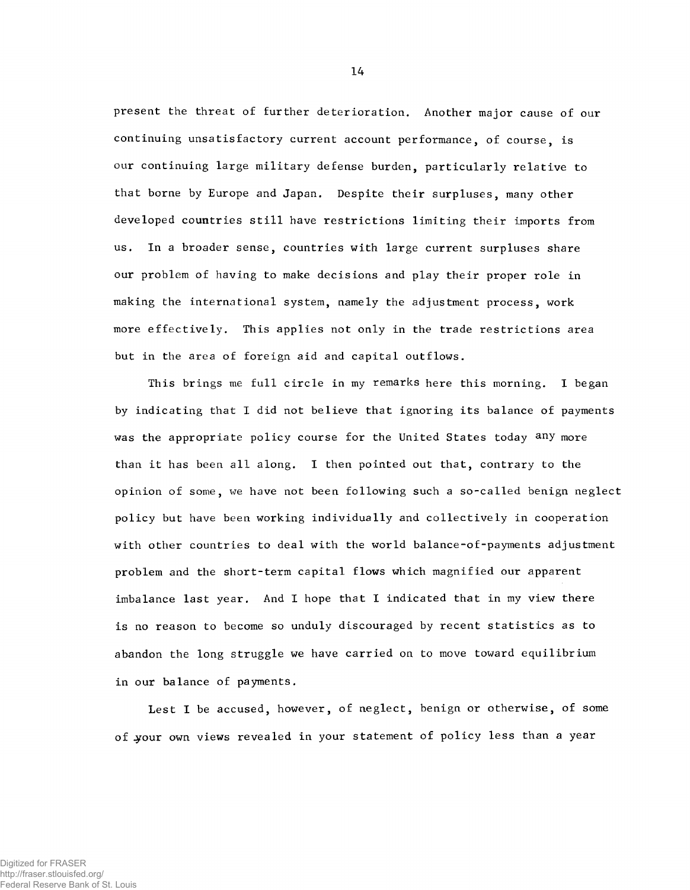present the threat of further deterioration. Another major cause of our continuing unsatisfactory current account performance, of course, is our continuing large military defense burden, particularly relative to that borne by Europe and Japan. Despite their surpluses, many other developed countries still have restrictions limiting their imports from us. In a broader sense, countries with large current surpluses share our problem of having to make decisions and play their proper role in making the international system, namely the adjustment process, work more effectively. This applies not only in the trade restrictions area but in the area of foreign aid and capital outflows.

This brings me full circle in my remarks here this morning. I began by indicating that I did not believe that ignoring its balance of payments was the appropriate policy course for the United States today any more than it has been all along. I then pointed out that, contrary to the opinion of some, we have not been following such a so-called benign neglect policy but have been working individually and collectively in cooperation with other countries to deal with the world balance-of-payments adjustment problem and the short-term capital flows which magnified our apparent imbalance last year. And I hope that I indicated that in my view there is no reason to become so unduly discouraged by recent statistics as to abandon the long struggle we have carried on to move toward equilibrium in our balance of payments.

Lest I be accused, however, of neglect, benign or otherwise, of some of your own views revealed in your statement of policy less than a year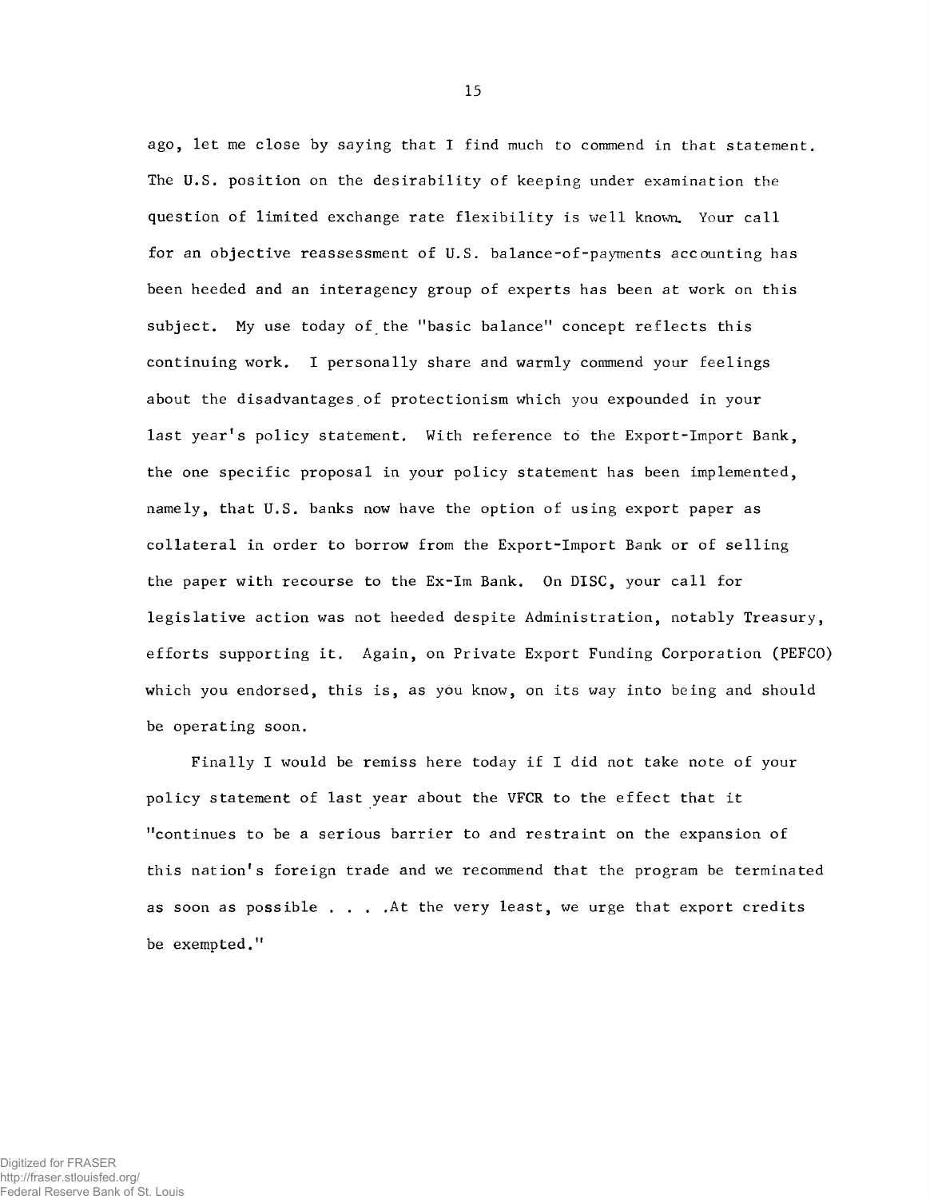ago, let me close by saying that I find much to commend in that statement. The U.S. position on the desirability of keeping under examination the question of limited exchange rate flexibility is well known. Your call for an objective reassessment of U.S. balance-of-payments accounting has been heeded and an interagency group of experts has been at work on this subject. My use today of the "basic balance" concept reflects this continuing work. I personally share and warmly commend your feelings about the disadvantages of protectionism which you expounded in your last year's policy statement. With reference to the Export-Import Bank, the one specific proposal in your policy statement has been implemented, namely, that U.S. banks now have the option of using export paper as collateral in order to borrow from the Export-Import Bank or of selling the paper with recourse to the Ex-Im Bank. On DISC, your call for legislative action was not heeded despite Administration, notably Treasury, efforts supporting it. Again, on Private Export Funding Corporation (PEFCO) which you endorsed, this is, as you know, on its way into being and should be operating soon.

Finally I would be remiss here today if I did not take note of your policy statement of last year about the VFCR to the effect that it "continues to be a serious barrier to and restraint on the expansion of this nation's foreign trade and we recommend that the program be terminated as soon as possible . . . .At the very least, we urge that export credits be exempted."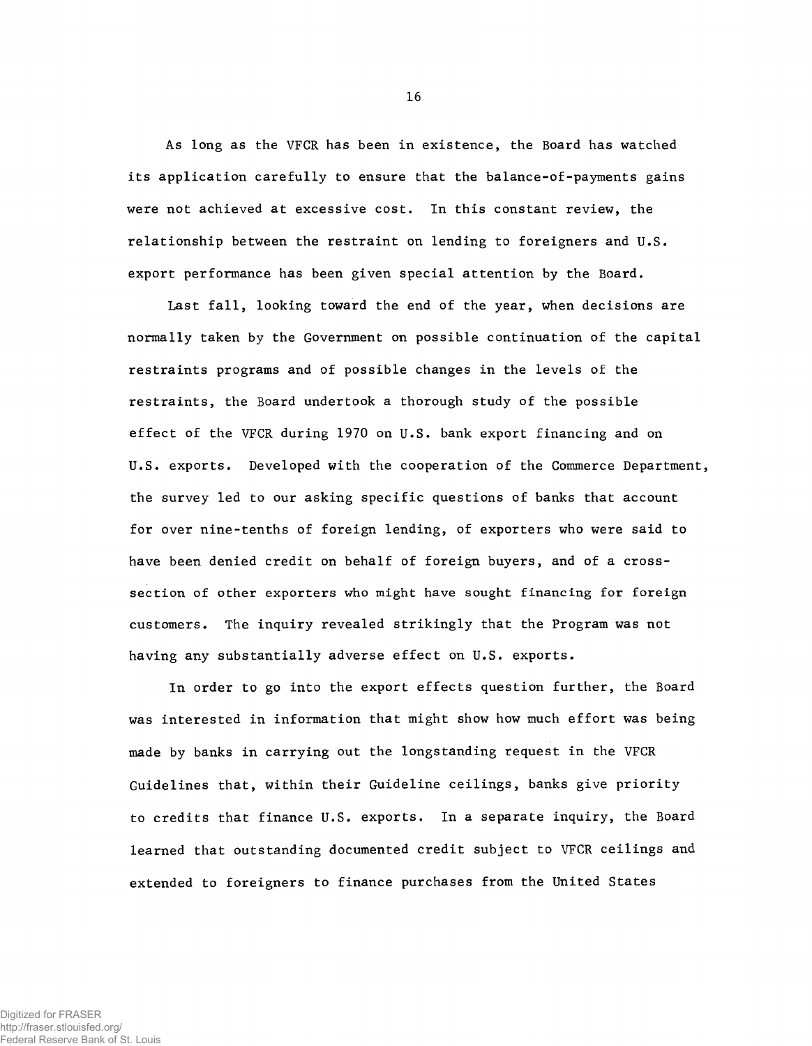As long as the VFCR has been in existence, the Board has watched its application carefully to ensure that the balance-of-payments gains were not achieved at excessive cost. In this constant review, the relationship between the restraint on lending to foreigners and U.S. export performance has been given special attention by the Board.

Last fall, looking toward the end of the year, when decisions are normally taken by the Government on possible continuation of the capital restraints programs and of possible changes in the levels of the restraints, the Board undertook a thorough study of the possible effect of the VFCR during 1970 on U.S. bank export financing and on U.S. exports. Developed with the cooperation of the Commerce Department, the survey led to our asking specific questions of banks that account for over nine-tenths of foreign lending, of exporters who were said to have been denied credit on behalf of foreign buyers, and of a cross-section of other exporters who might have sought financing for foreign customers. The inquiry revealed strikingly that the Program was not having any substantially adverse effect on U.S. exports.

In order to go into the export effects question further, the Board was interested in information that might show how much effort was being made by banks in carrying out the longstanding request in the VFCR Guidelines that, within their Guideline ceilings, banks give priority to credits that finance U.S. exports. In a separate inquiry, the Board learned that outstanding documented credit subject to VFCR ceilings and extended to foreigners to finance purchases from the United States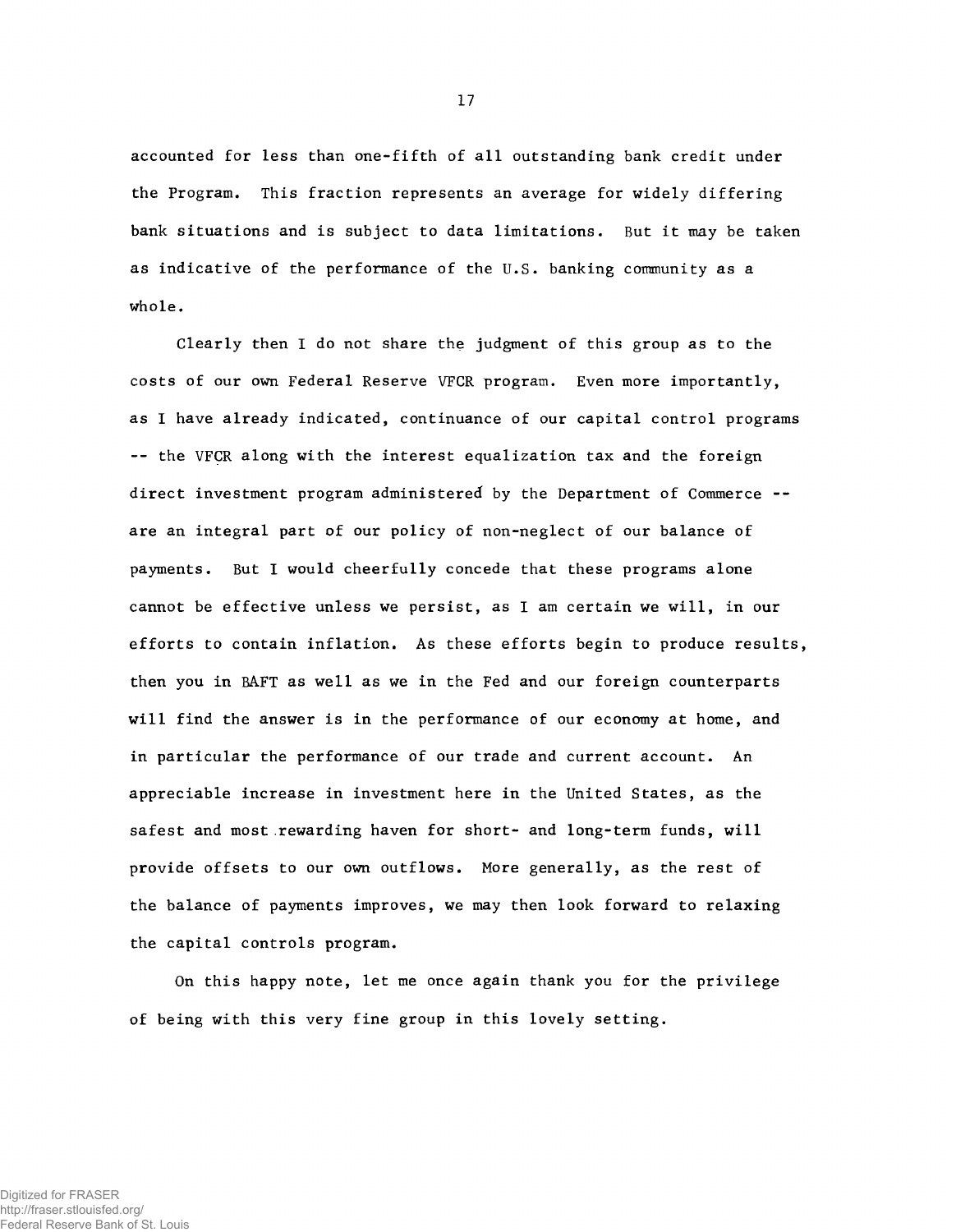accounted for less than one-fifth of all outstanding bank credit under the Program. This fraction represents an average for widely differing bank situations and is subject to data limitations. But it may be taken as indicative of the performance of the U.S. banking community as a whole.

Clearly then I do not share the judgment of this group as to the costs of our own Federal Reserve VFCR program. Even more importantly, as I have already indicated, continuance of our capital control programs -- the VFCR along with the interest equalization tax and the foreign direct investment program administered by the Department of Commerce -- are an integral part of our policy of non-neglect of our balance of payments. But I would cheerfully concede that these programs alone cannot be effective unless we persist, as I am certain we will, in our efforts to contain inflation. As these efforts begin to produce results, then you in BAFT as well as we in the Fed and our foreign counterparts will find the answer is in the performance of our economy at home, and in particular the performance of our trade and current account. An appreciable increase in investment here in the United States, as the safest and most rewarding haven for short- and long-term funds, will provide offsets to our own outflows. More generally, as the rest of the balance of payments improves, we may then look forward to relaxing the capital controls program.

On this happy note, let me once again thank you for the privilege of being with this very fine group in this lovely setting.